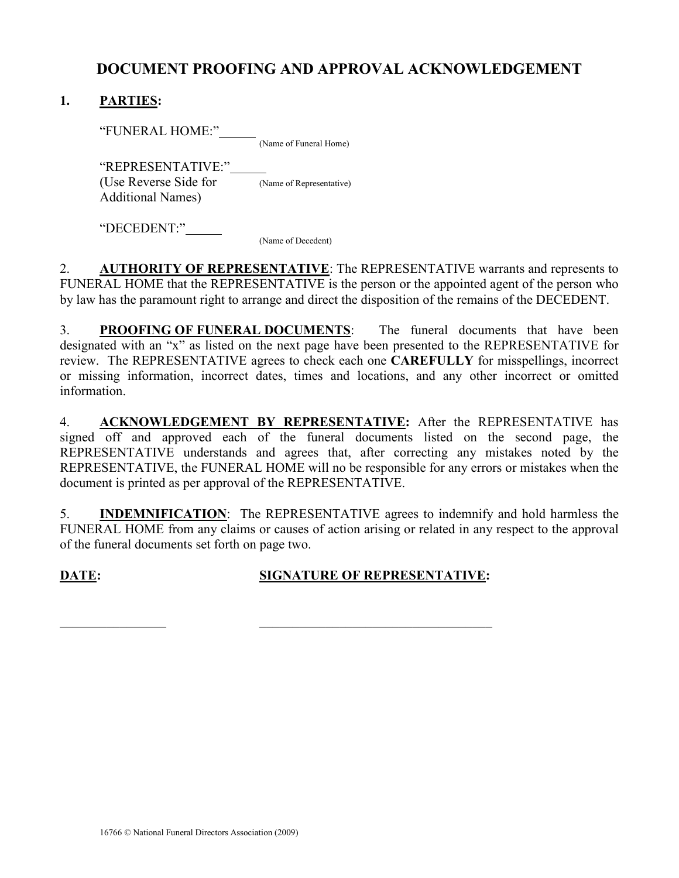# DOCUMENT PROOFING AND APPROVAL ACKNOWLEDGEMENT

**1. PARTIES:**

"FUNERAL HOME:"______
(Name of Funeral Home)

"REPRESENTATIVE:"______
(Use Reverse Side for Additional Names)
(Name of Representative)

"DECEDENT:"______
(Name of Decedent)

2. **AUTHORITY OF REPRESENTATIVE**: The REPRESENTATIVE warrants and represents to FUNERAL HOME that the REPRESENTATIVE is the person or the appointed agent of the person who by law has the paramount right to arrange and direct the disposition of the remains of the DECEDENT.

3. **PROOFING OF FUNERAL DOCUMENTS**: The funeral documents that have been designated with an "x" as listed on the next page have been presented to the REPRESENTATIVE for review. The REPRESENTATIVE agrees to check each one **CAREFULLY** for misspellings, incorrect or missing information, incorrect dates, times and locations, and any other incorrect or omitted information.

4. **ACKNOWLEDGEMENT BY REPRESENTATIVE:** After the REPRESENTATIVE has signed off and approved each of the funeral documents listed on the second page, the REPRESENTATIVE understands and agrees that, after correcting any mistakes noted by the REPRESENTATIVE, the FUNERAL HOME will no be responsible for any errors or mistakes when the document is printed as per approval of the REPRESENTATIVE.

5. **INDEMNIFICATION**: The REPRESENTATIVE agrees to indemnify and hold harmless the FUNERAL HOME from any claims or causes of action arising or related in any respect to the approval of the funeral documents set forth on page two.

**DATE:** **SIGNATURE OF REPRESENTATIVE:**

________________ ____________________________________

16766 © National Funeral Directors Association (2009)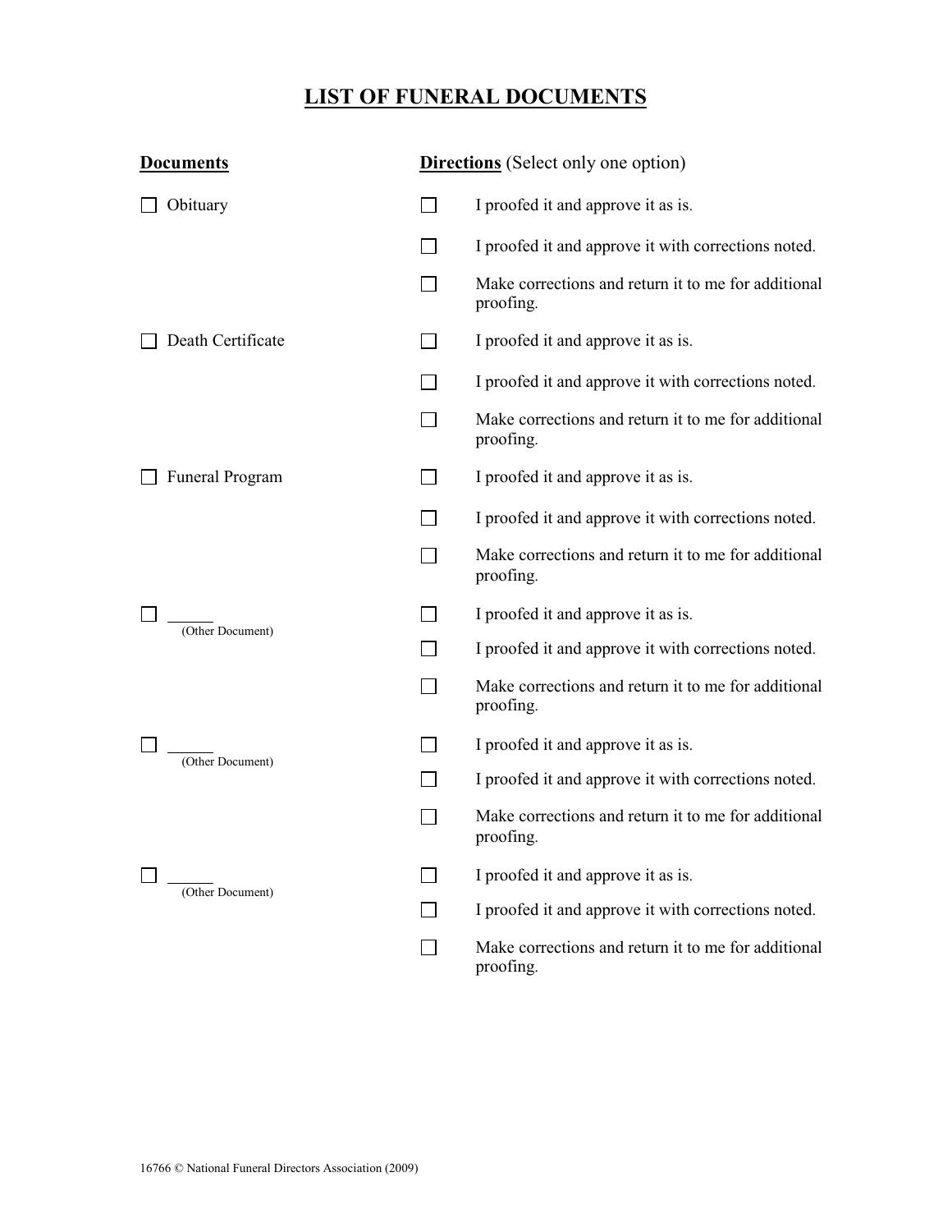# LIST OF FUNERAL DOCUMENTS

| **Documents** | **Directions** (Select only one option) |
|---|---|
| ☐ Obituary | ☐ I proofed it and approve it as is. |
| | ☐ I proofed it and approve it with corrections noted. |
| | ☐ Make corrections and return it to me for additional proofing. |
| ☐ Death Certificate | ☐ I proofed it and approve it as is. |
| | ☐ I proofed it and approve it with corrections noted. |
| | ☐ Make corrections and return it to me for additional proofing. |
| ☐ Funeral Program | ☐ I proofed it and approve it as is. |
| | ☐ I proofed it and approve it with corrections noted. |
| | ☐ Make corrections and return it to me for additional proofing. |
| ☐ ______ (Other Document) | ☐ I proofed it and approve it as is. |
| | ☐ I proofed it and approve it with corrections noted. |
| | ☐ Make corrections and return it to me for additional proofing. |
| ☐ ______ (Other Document) | ☐ I proofed it and approve it as is. |
| | ☐ I proofed it and approve it with corrections noted. |
| | ☐ Make corrections and return it to me for additional proofing. |
| ☐ ______ (Other Document) | ☐ I proofed it and approve it as is. |
| | ☐ I proofed it and approve it with corrections noted. |
| | ☐ Make corrections and return it to me for additional proofing. |

16766 © National Funeral Directors Association (2009)